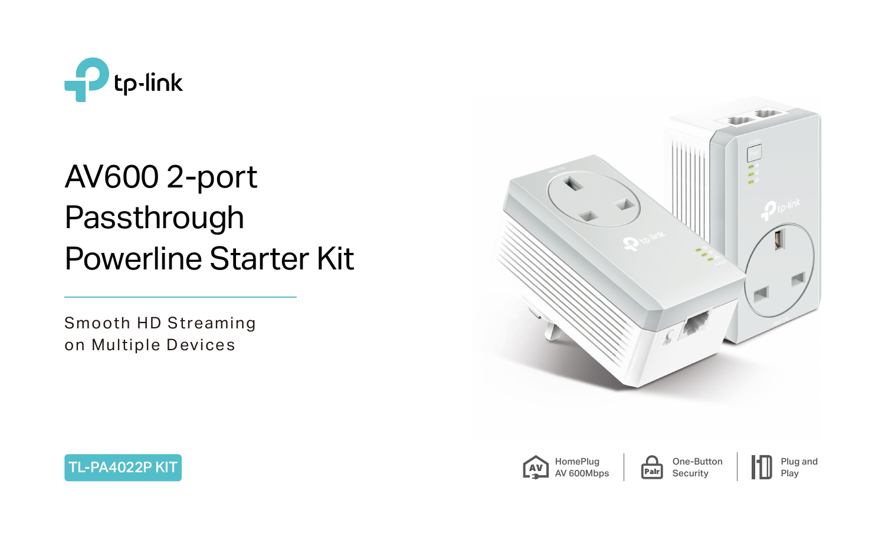tp-link

# AV600 2-port Passthrough Powerline Starter Kit

Smooth HD Streaming
on Multiple Devices

TL-PA4022P KIT

HomePlug AV 600Mbps

One-Button Security

Plug and Play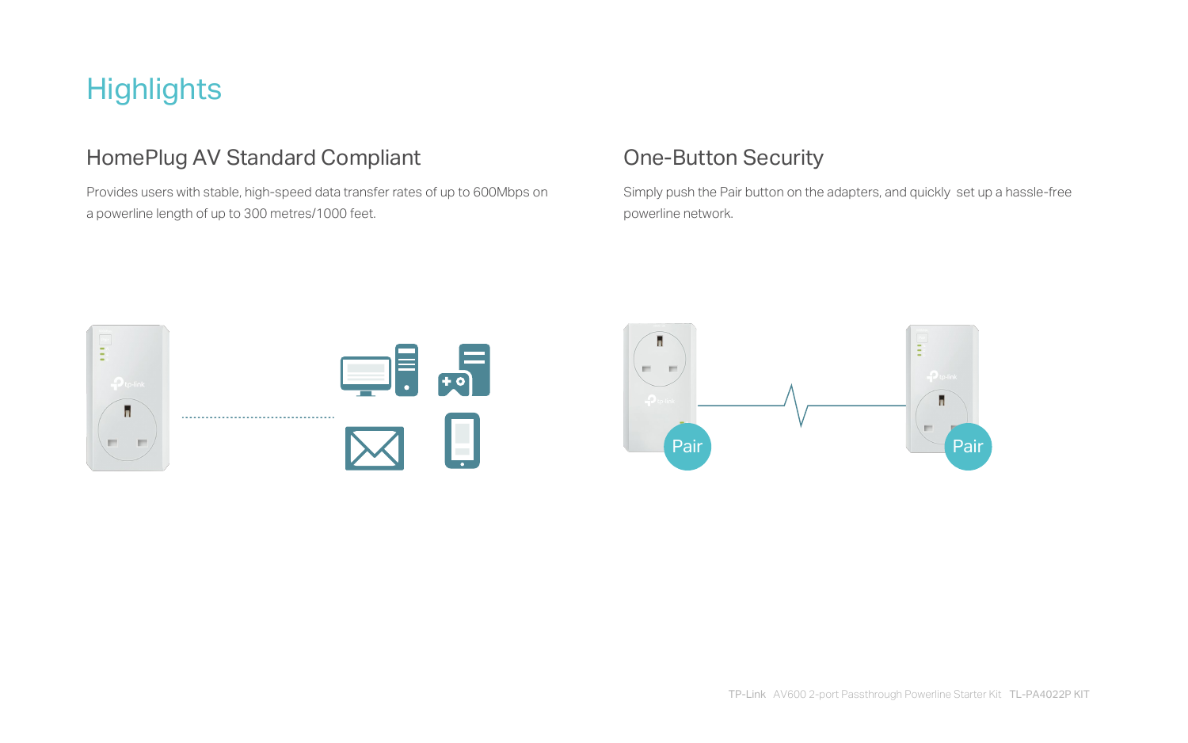# Highlights

## HomePlug AV Standard Compliant

Provides users with stable, high-speed data transfer rates of up to 600Mbps on a powerline length of up to 300 metres/1000 feet.

## One-Button Security

Simply push the Pair button on the adapters, and quickly set up a hassle-free powerline network.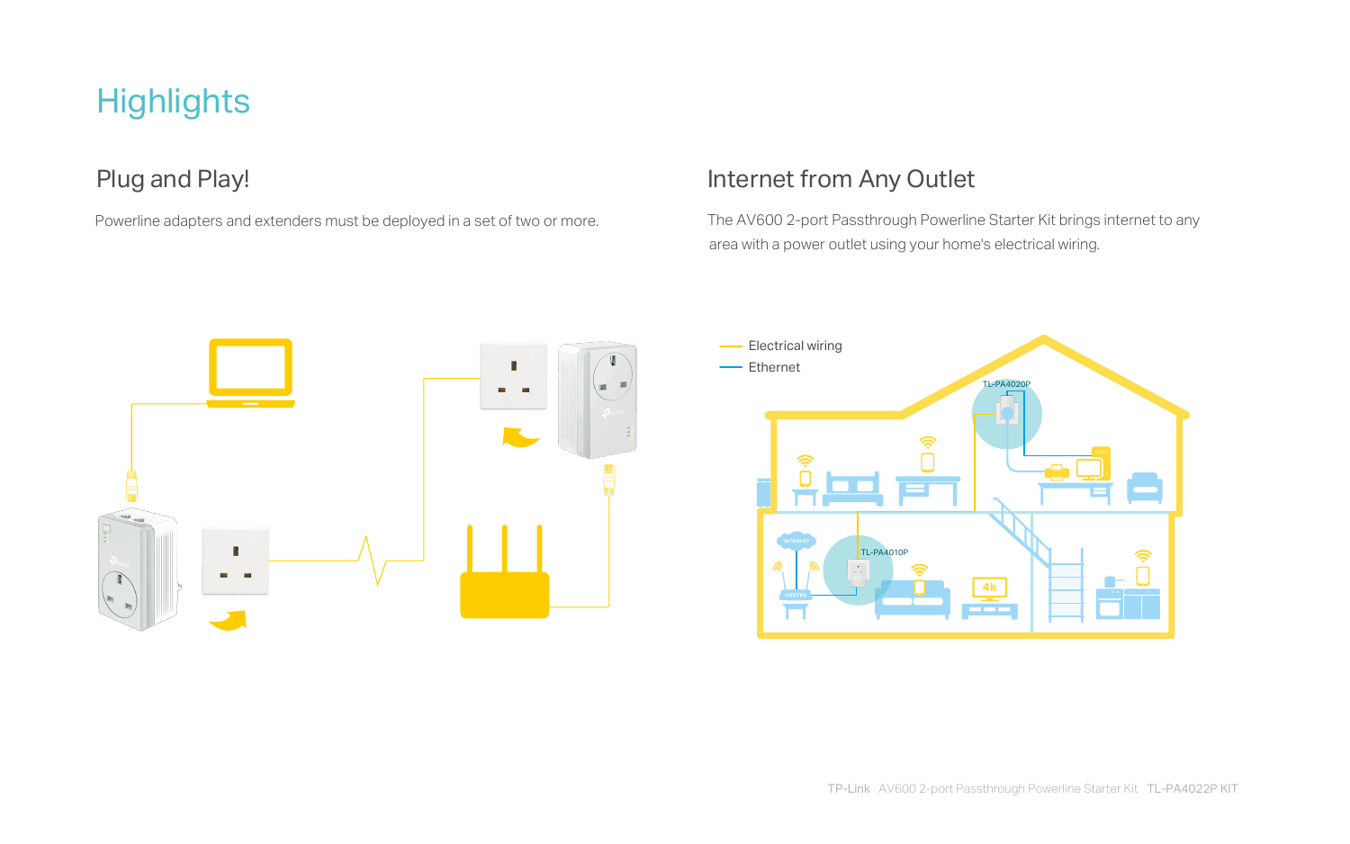# Highlights

## Plug and Play!

Powerline adapters and extenders must be deployed in a set of two or more.

## Internet from Any Outlet

The AV600 2-port Passthrough Powerline Starter Kit brings internet to any area with a power outlet using your home's electrical wiring.

Electrical wiring

Ethernet

TL-PA4020P

TL-PA4010P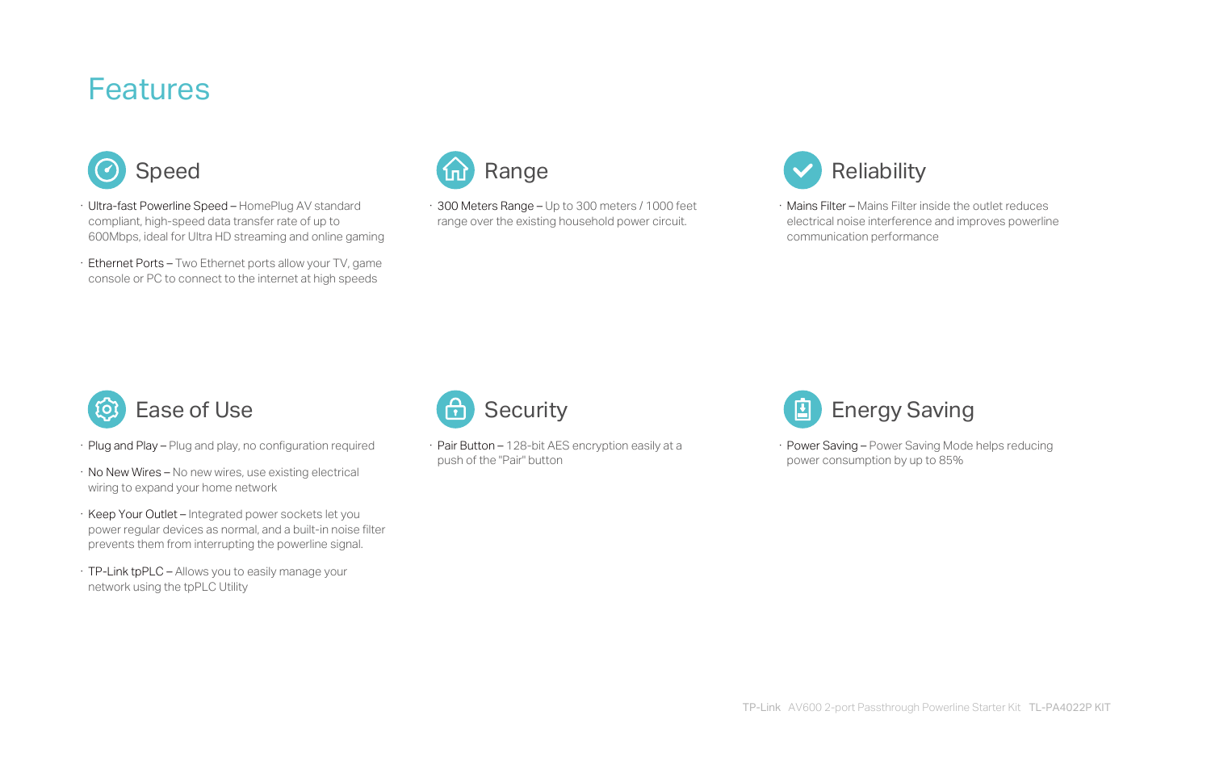# Features

## Speed

- Ultra-fast Powerline Speed – HomePlug AV standard compliant, high-speed data transfer rate of up to 600Mbps, ideal for Ultra HD streaming and online gaming
- Ethernet Ports – Two Ethernet ports allow your TV, game console or PC to connect to the internet at high speeds

## Range

- 300 Meters Range – Up to 300 meters / 1000 feet range over the existing household power circuit.

## Reliability

- Mains Filter – Mains Filter inside the outlet reduces electrical noise interference and improves powerline communication performance

## Ease of Use

- Plug and Play – Plug and play, no configuration required
- No New Wires – No new wires, use existing electrical wiring to expand your home network
- Keep Your Outlet – Integrated power sockets let you power regular devices as normal, and a built-in noise filter prevents them from interrupting the powerline signal.
- TP-Link tpPLC – Allows you to easily manage your network using the tpPLC Utility

## Security

- Pair Button – 128-bit AES encryption easily at a push of the "Pair" button

## Energy Saving

- Power Saving – Power Saving Mode helps reducing power consumption by up to 85%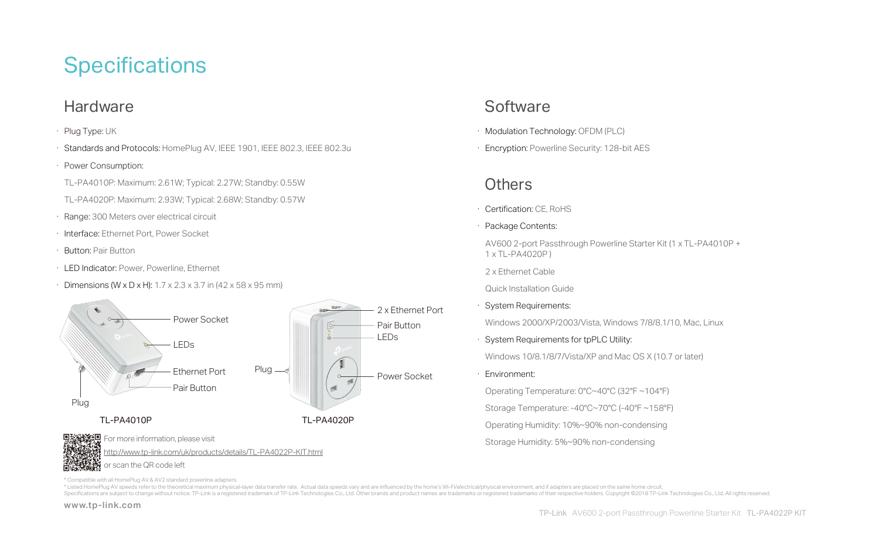# Specifications

## Hardware

- Plug Type: UK
- Standards and Protocols: HomePlug AV, IEEE 1901, IEEE 802.3, IEEE 802.3u
- Power Consumption:

  TL-PA4010P: Maximum: 2.61W; Typical: 2.27W; Standby: 0.55W

  TL-PA4020P: Maximum: 2.93W; Typical: 2.68W; Standby: 0.57W
- Range: 300 Meters over electrical circuit
- Interface: Ethernet Port, Power Socket
- Button: Pair Button
- LED Indicator: Power, Powerline, Ethernet
- Dimensions (W x D x H): 1.7 x 2.3 x 3.7 in (42 x 58 x 95 mm)

Power Socket
LEDs
Ethernet Port
Pair Button
Plug
TL-PA4010P

2 x Ethernet Port
Pair Button
LEDs
Plug
Power Socket
TL-PA4020P

For more information, please visit
http://www.tp-link.com/uk/products/details/TL-PA4022P-KIT.html
or scan the QR code left

## Software

- Modulation Technology: OFDM (PLC)
- Encryption: Powerline Security: 128-bit AES

## Others

- Certification: CE, RoHS
- Package Contents:

  AV600 2-port Passthrough Powerline Starter Kit (1 x TL-PA4010P + 1 x TL-PA4020P )

  2 x Ethernet Cable

  Quick Installation Guide
- System Requirements:

  Windows 2000/XP/2003/Vista, Windows 7/8/8.1/10, Mac, Linux
- System Requirements for tpPLC Utility:

  Windows 10/8.1/8/7/Vista/XP and Mac OS X (10.7 or later)
- Environment:

  Operating Temperature: 0℃~40℃ (32℉ ~104℉)

  Storage Temperature: -40℃~70℃ (-40℉ ~158℉)

  Operating Humidity: 10%~90% non-condensing

  Storage Humidity: 5%~90% non-condensing

\* Compatible with all HomePlug AV & AV2 standard powerline adapters.
\* Listed HomePlug AV speeds refer to the theoretical maximum physical-layer data transfer rate. Actual data speeds vary and are influenced by the home's Wi-Fi/electrical/physical environment, and if adapters are placed on the same home circuit.
Specifications are subject to change without notice. TP-Link is a registered trademark of TP-Link Technologies Co., Ltd. Other brands and product names are trademarks or registered trademarks of their respective holders. Copyright ©2018 TP-Link Technologies Co., Ltd. All rights reserved.

www.tp-link.com

TP-Link AV600 2-port Passthrough Powerline Starter Kit TL-PA4022P KIT